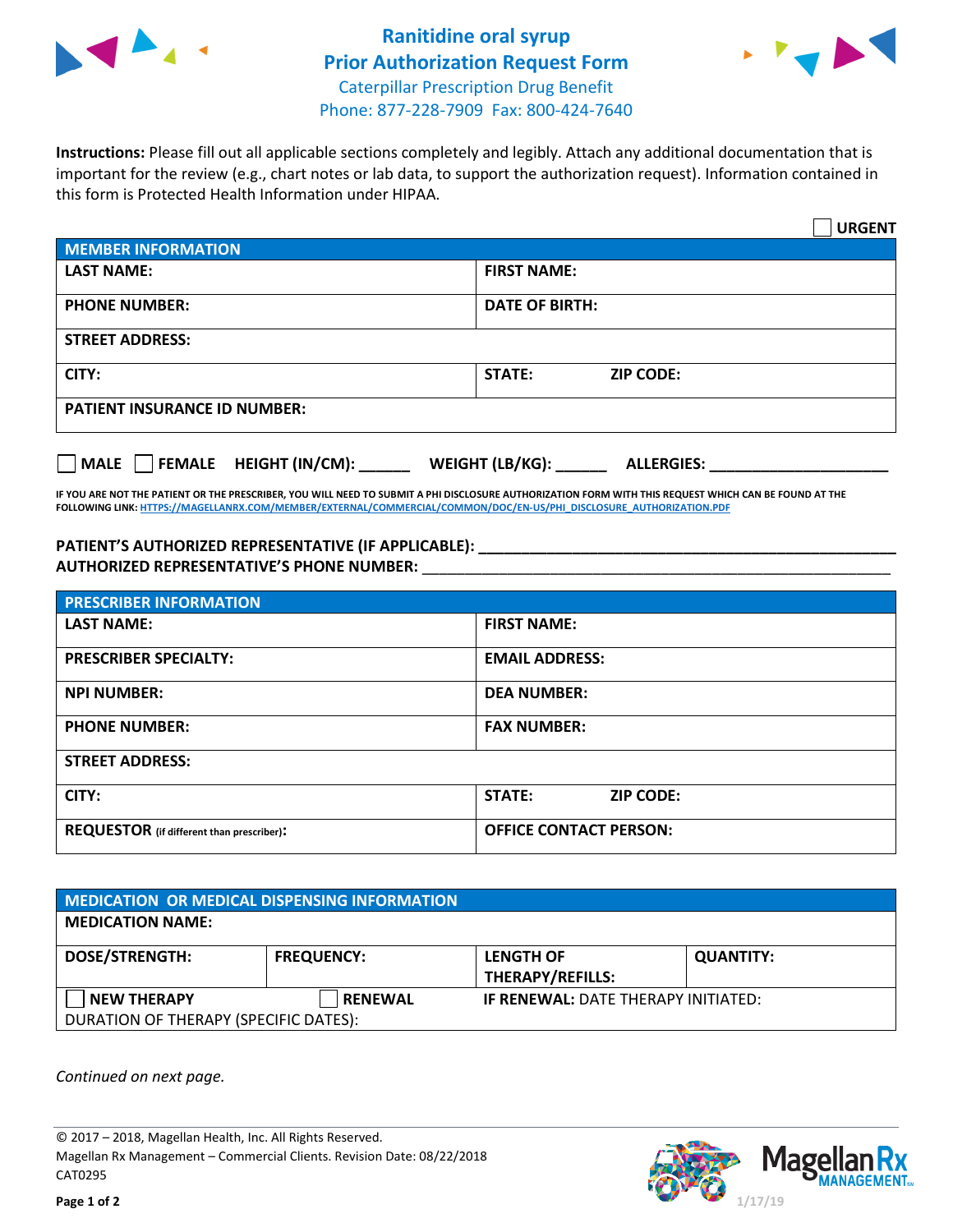# Ranitidine oral syrup
## Prior Authorization Request Form
Caterpillar Prescription Drug Benefit
Phone: 877-228-7909 Fax: 800-424-7640

**Instructions:** Please fill out all applicable sections completely and legibly. Attach any additional documentation that is important for the review (e.g., chart notes or lab data, to support the authorization request). Information contained in this form is Protected Health Information under HIPAA.

☐ **URGENT**

| **MEMBER INFORMATION** | | |
|---|---|---|
| **LAST NAME:** | **FIRST NAME:** | |
| **PHONE NUMBER:** | **DATE OF BIRTH:** | |
| **STREET ADDRESS:** | | |
| **CITY:** | **STATE:** | **ZIP CODE:** |
| **PATIENT INSURANCE ID NUMBER:** | | |

☐ **MALE** ☐ **FEMALE** **HEIGHT (IN/CM):** ______ **WEIGHT (LB/KG):** ______ **ALLERGIES:** ____________________

**IF YOU ARE NOT THE PATIENT OR THE PRESCRIBER, YOU WILL NEED TO SUBMIT A PHI DISCLOSURE AUTHORIZATION FORM WITH THIS REQUEST WHICH CAN BE FOUND AT THE FOLLOWING LINK:** HTTPS://MAGELLANRX.COM/MEMBER/EXTERNAL/COMMERCIAL/COMMON/DOC/EN-US/PHI_DISCLOSURE_AUTHORIZATION.PDF

**PATIENT'S AUTHORIZED REPRESENTATIVE (IF APPLICABLE):** ____________________________________________

**AUTHORIZED REPRESENTATIVE'S PHONE NUMBER:** ____________________________________________

| **PRESCRIBER INFORMATION** | | |
|---|---|---|
| **LAST NAME:** | **FIRST NAME:** | |
| **PRESCRIBER SPECIALTY:** | **EMAIL ADDRESS:** | |
| **NPI NUMBER:** | **DEA NUMBER:** | |
| **PHONE NUMBER:** | **FAX NUMBER:** | |
| **STREET ADDRESS:** | | |
| **CITY:** | **STATE:** | **ZIP CODE:** |
| **REQUESTOR** (if different than prescriber): | **OFFICE CONTACT PERSON:** | |

| **MEDICATION OR MEDICAL DISPENSING INFORMATION** | | | |
|---|---|---|---|
| **MEDICATION NAME:** | | | |
| **DOSE/STRENGTH:** | **FREQUENCY:** | **LENGTH OF THERAPY/REFILLS:** | **QUANTITY:** |
| ☐ **NEW THERAPY** | ☐ **RENEWAL** | **IF RENEWAL:** DATE THERAPY INITIATED: | |
| DURATION OF THERAPY (SPECIFIC DATES): | | | |

*Continued on next page.*

© 2017 – 2018, Magellan Health, Inc. All Rights Reserved.
Magellan Rx Management – Commercial Clients. Revision Date: 08/22/2018
CAT0295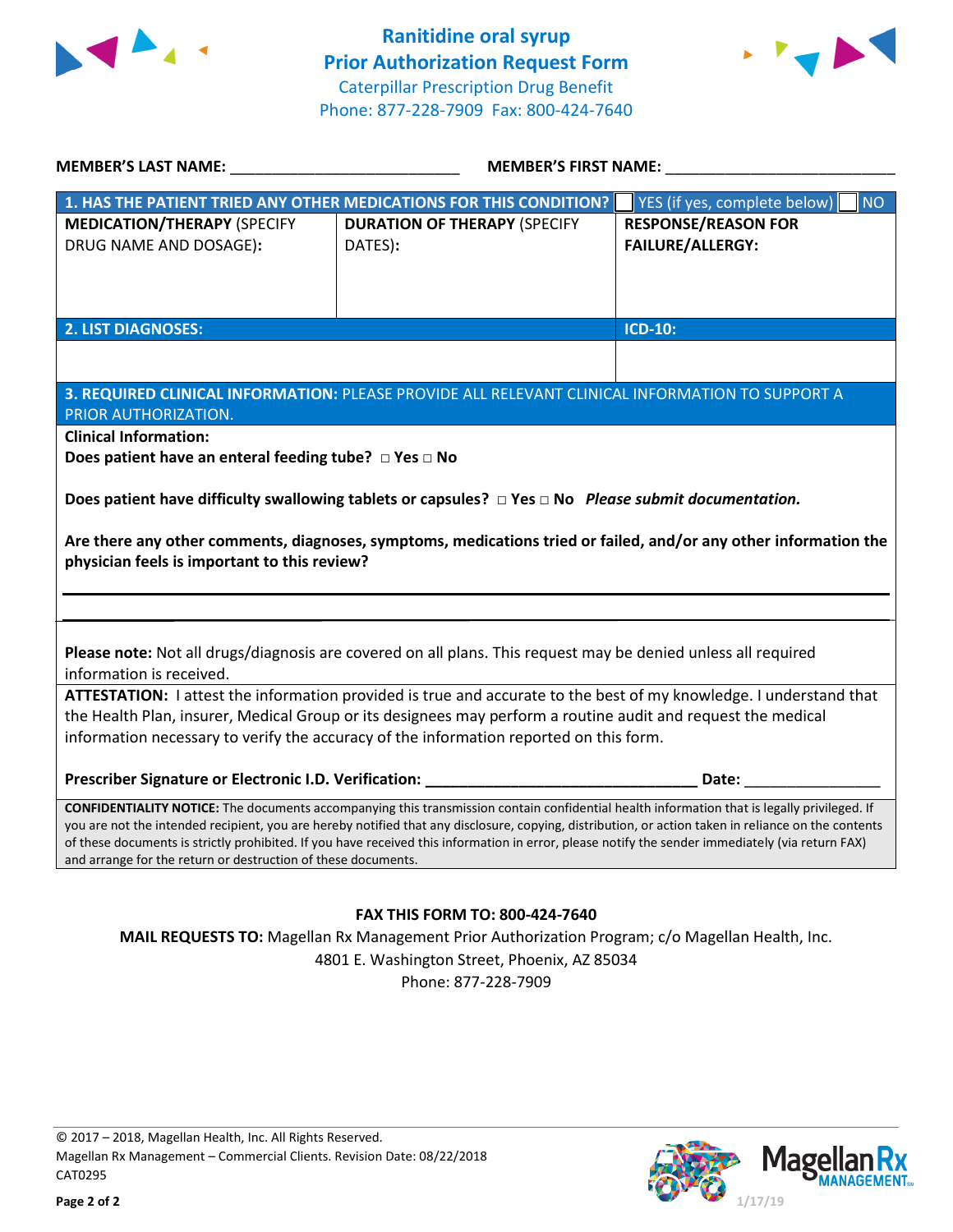# Ranitidine oral syrup
## Prior Authorization Request Form
Caterpillar Prescription Drug Benefit
Phone: 877-228-7909 Fax: 800-424-7640

**MEMBER'S LAST NAME:** ___________________________ **MEMBER'S FIRST NAME:** ___________________________

| **1. HAS THE PATIENT TRIED ANY OTHER MEDICATIONS FOR THIS CONDITION?** | | ☐ YES (if yes, complete below) ☐ NO |
|---|---|---|
| **MEDICATION/THERAPY** (SPECIFY DRUG NAME AND DOSAGE): | **DURATION OF THERAPY** (SPECIFY DATES): | **RESPONSE/REASON FOR FAILURE/ALLERGY:** |
| | | |

| **2. LIST DIAGNOSES:** | **ICD-10:** |
|---|---|
| | |

**3. REQUIRED CLINICAL INFORMATION:** PLEASE PROVIDE ALL RELEVANT CLINICAL INFORMATION TO SUPPORT A PRIOR AUTHORIZATION.

**Clinical Information:**

**Does patient have an enteral feeding tube? □ Yes □ No**

**Does patient have difficulty swallowing tablets or capsules? □ Yes □ No** ***Please submit documentation.***

**Are there any other comments, diagnoses, symptoms, medications tried or failed, and/or any other information the physician feels is important to this review?**

_______________________________________________________________________________

_______________________________________________________________________________

**Please note:** Not all drugs/diagnosis are covered on all plans. This request may be denied unless all required information is received.

**ATTESTATION:** I attest the information provided is true and accurate to the best of my knowledge. I understand that the Health Plan, insurer, Medical Group or its designees may perform a routine audit and request the medical information necessary to verify the accuracy of the information reported on this form.

**Prescriber Signature or Electronic I.D. Verification:** ________________________________ **Date:** ________________

**CONFIDENTIALITY NOTICE:** The documents accompanying this transmission contain confidential health information that is legally privileged. If you are not the intended recipient, you are hereby notified that any disclosure, copying, distribution, or action taken in reliance on the contents of these documents is strictly prohibited. If you have received this information in error, please notify the sender immediately (via return FAX) and arrange for the return or destruction of these documents.

**FAX THIS FORM TO: 800-424-7640**

**MAIL REQUESTS TO:** Magellan Rx Management Prior Authorization Program; c/o Magellan Health, Inc.
4801 E. Washington Street, Phoenix, AZ 85034
Phone: 877-228-7909

© 2017 – 2018, Magellan Health, Inc. All Rights Reserved.
Magellan Rx Management – Commercial Clients. Revision Date: 08/22/2018
CAT0295

1/17/19